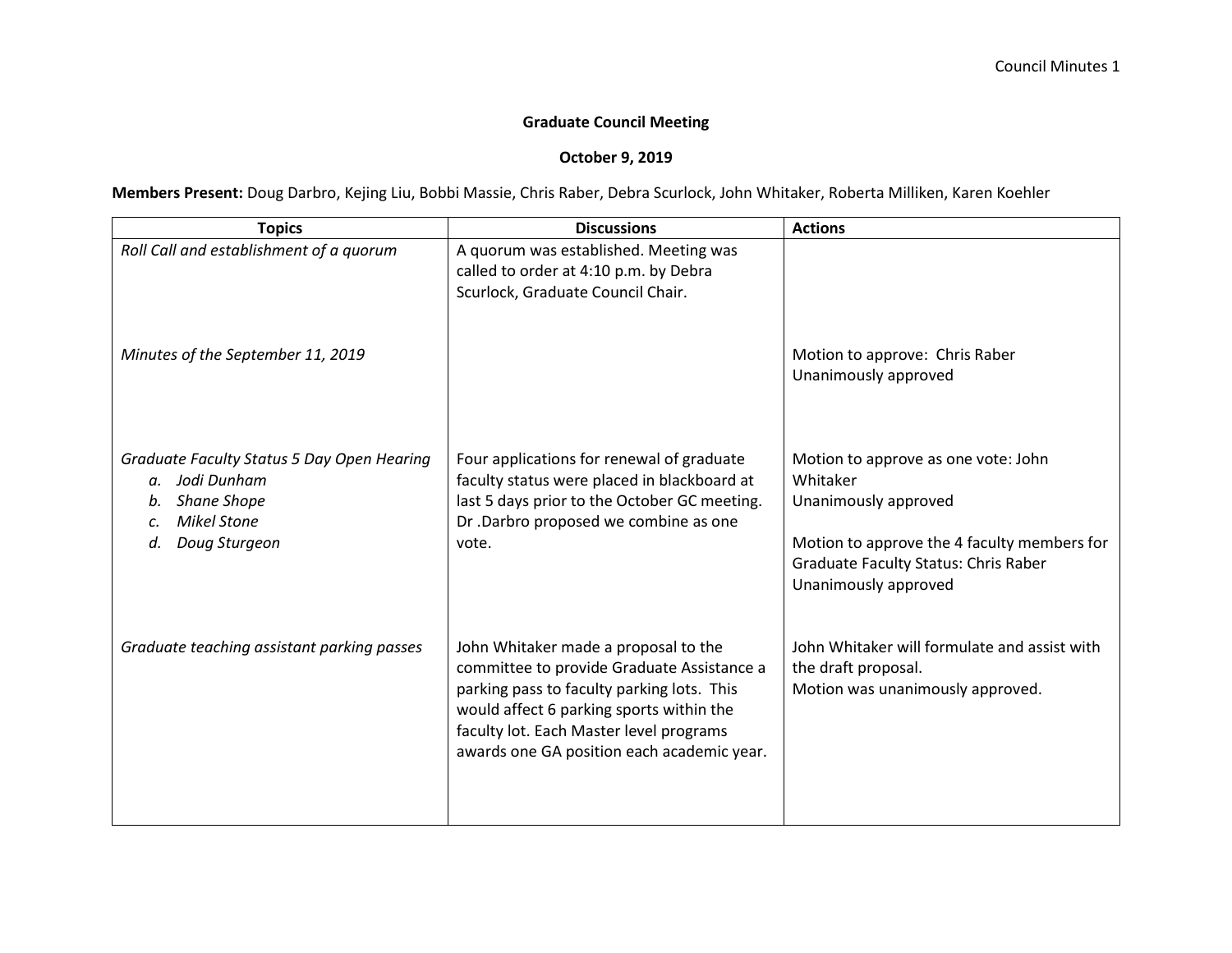**Graduate Council Meeting**

**October 9, 2019**

**Members Present:** Doug Darbro, Kejing Liu, Bobbi Massie, Chris Raber, Debra Scurlock, John Whitaker, Roberta Milliken, Karen Koehler

| Topics | Discussions | Actions |
|---|---|---|
| *Roll Call and establishment of a quorum* | A quorum was established. Meeting was called to order at 4:10 p.m. by Debra Scurlock, Graduate Council Chair. | |
| *Minutes of the September 11, 2019* | | Motion to approve: Chris Raber<br>Unanimously approved |
| *Graduate Faculty Status 5 Day Open Hearing*<br>*a. Jodi Dunham*<br>*b. Shane Shope*<br>*c. Mikel Stone*<br>*d. Doug Sturgeon* | Four applications for renewal of graduate faculty status were placed in blackboard at last 5 days prior to the October GC meeting. Dr .Darbro proposed we combine as one vote. | Motion to approve as one vote: John Whitaker<br>Unanimously approved<br><br>Motion to approve the 4 faculty members for Graduate Faculty Status: Chris Raber<br>Unanimously approved |
| *Graduate teaching assistant parking passes* | John Whitaker made a proposal to the committee to provide Graduate Assistance a parking pass to faculty parking lots. This would affect 6 parking sports within the faculty lot. Each Master level programs awards one GA position each academic year. | John Whitaker will formulate and assist with the draft proposal.<br>Motion was unanimously approved. |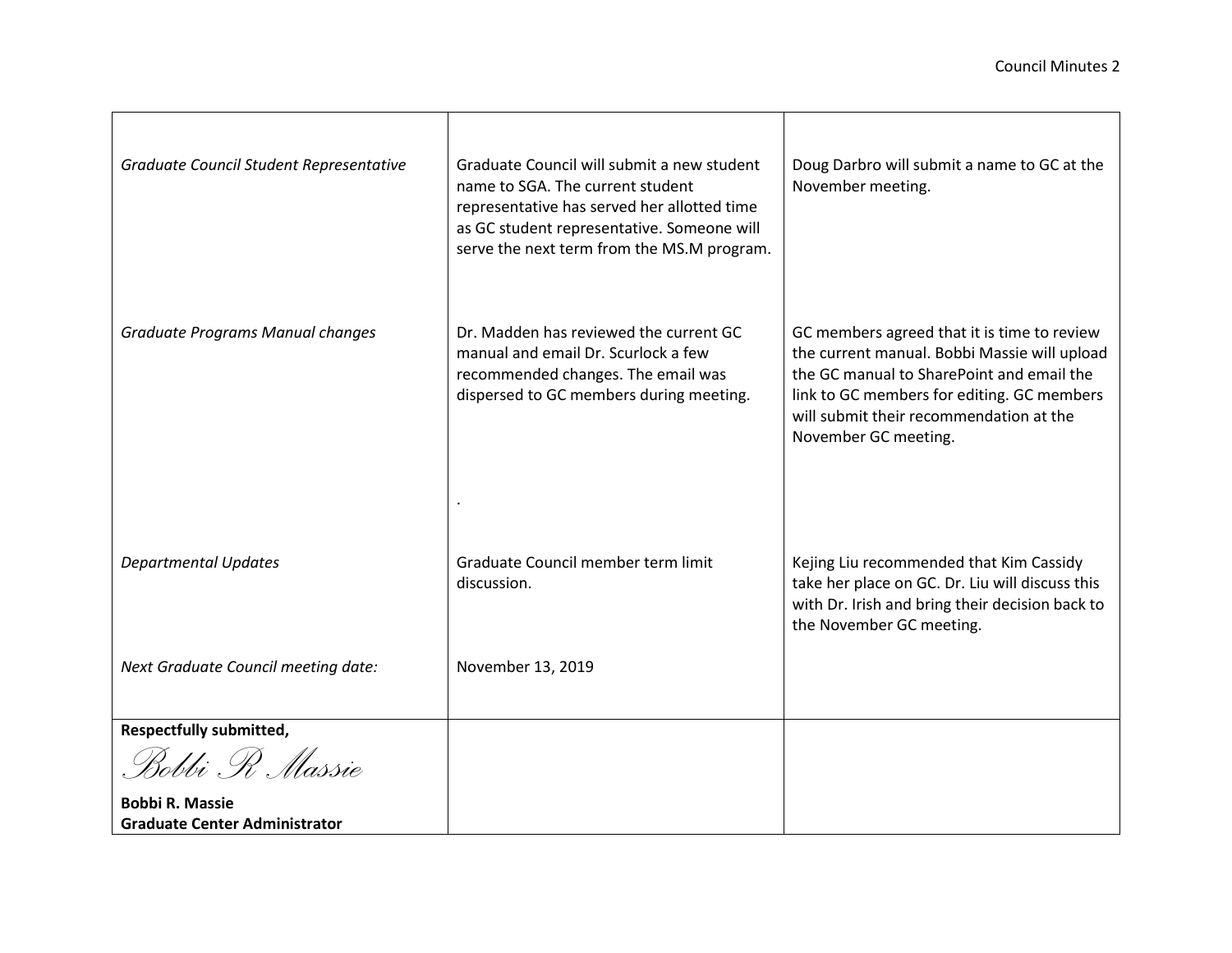| | | |
|---|---|---|
| *Graduate Council Student Representative* | Graduate Council will submit a new student name to SGA. The current student representative has served her allotted time as GC student representative. Someone will serve the next term from the MS.M program. | Doug Darbro will submit a name to GC at the November meeting. |
| *Graduate Programs Manual changes* | Dr. Madden has reviewed the current GC manual and email Dr. Scurlock a few recommended changes. The email was dispersed to GC members during meeting. . | GC members agreed that it is time to review the current manual. Bobbi Massie will upload the GC manual to SharePoint and email the link to GC members for editing. GC members will submit their recommendation at the November GC meeting. |
| *Departmental Updates* | Graduate Council member term limit discussion. | Kejing Liu recommended that Kim Cassidy take her place on GC. Dr. Liu will discuss this with Dr. Irish and bring their decision back to the November GC meeting. |
| *Next Graduate Council meeting date:* | November 13, 2019 | |
| **Respectfully submitted,** Bobbi R Massie **Bobbi R. Massie** **Graduate Center Administrator** | | |